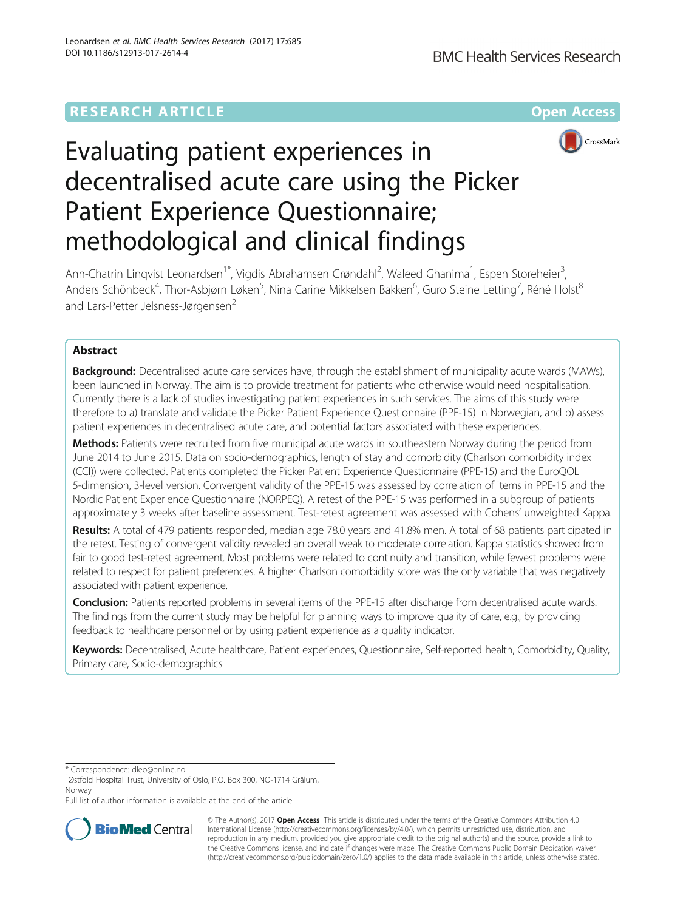RESEARCH ARTICLE

Open Access

# Evaluating patient experiences in decentralised acute care using the Picker Patient Experience Questionnaire; methodological and clinical findings

Ann-Chatrin Linqvist Leonardsen[1*], Vigdis Abrahamsen Grøndahl[2], Waleed Ghanima[1], Espen Storeheier[3], Anders Schönbeck[4], Thor-Asbjørn Løken[5], Nina Carine Mikkelsen Bakken[6], Guro Steine Letting[7], Réné Holst[8] and Lars-Petter Jelsness-Jørgensen[2]

## Abstract

**Background:** Decentralised acute care services have, through the establishment of municipality acute wards (MAWs), been launched in Norway. The aim is to provide treatment for patients who otherwise would need hospitalisation. Currently there is a lack of studies investigating patient experiences in such services. The aims of this study were therefore to a) translate and validate the Picker Patient Experience Questionnaire (PPE-15) in Norwegian, and b) assess patient experiences in decentralised acute care, and potential factors associated with these experiences.

**Methods:** Patients were recruited from five municipal acute wards in southeastern Norway during the period from June 2014 to June 2015. Data on socio-demographics, length of stay and comorbidity (Charlson comorbidity index (CCI)) were collected. Patients completed the Picker Patient Experience Questionnaire (PPE-15) and the EuroQOL 5-dimension, 3-level version. Convergent validity of the PPE-15 was assessed by correlation of items in PPE-15 and the Nordic Patient Experience Questionnaire (NORPEQ). A retest of the PPE-15 was performed in a subgroup of patients approximately 3 weeks after baseline assessment. Test-retest agreement was assessed with Cohens' unweighted Kappa.

**Results:** A total of 479 patients responded, median age 78.0 years and 41.8% men. A total of 68 patients participated in the retest. Testing of convergent validity revealed an overall weak to moderate correlation. Kappa statistics showed from fair to good test-retest agreement. Most problems were related to continuity and transition, while fewest problems were related to respect for patient preferences. A higher Charlson comorbidity score was the only variable that was negatively associated with patient experience.

**Conclusion:** Patients reported problems in several items of the PPE-15 after discharge from decentralised acute wards. The findings from the current study may be helpful for planning ways to improve quality of care, e.g., by providing feedback to healthcare personnel or by using patient experience as a quality indicator.

**Keywords:** Decentralised, Acute healthcare, Patient experiences, Questionnaire, Self-reported health, Comorbidity, Quality, Primary care, Socio-demographics

---

\* Correspondence: dleo@online.no

[1]Østfold Hospital Trust, University of Oslo, P.O. Box 300, NO-1714 Grålum, Norway

Full list of author information is available at the end of the article

© The Author(s). 2017 **Open Access** This article is distributed under the terms of the Creative Commons Attribution 4.0 International License (http://creativecommons.org/licenses/by/4.0/), which permits unrestricted use, distribution, and reproduction in any medium, provided you give appropriate credit to the original author(s) and the source, provide a link to the Creative Commons license, and indicate if changes were made. The Creative Commons Public Domain Dedication waiver (http://creativecommons.org/publicdomain/zero/1.0/) applies to the data made available in this article, unless otherwise stated.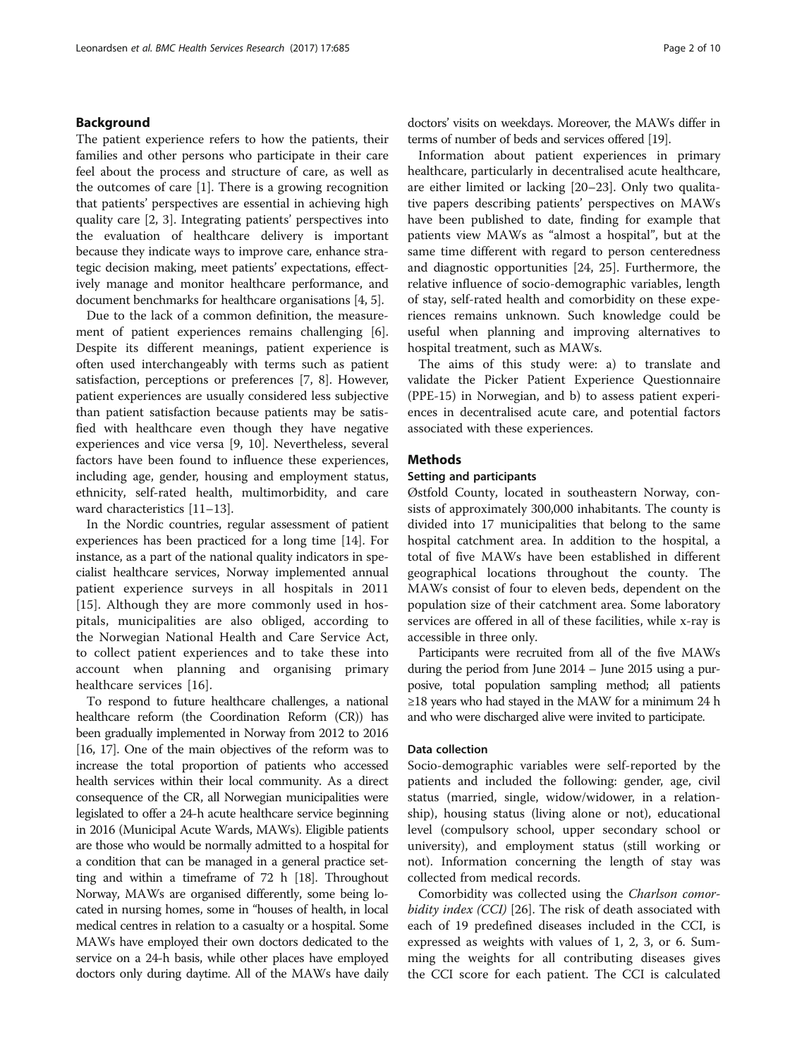## Background

The patient experience refers to how the patients, their families and other persons who participate in their care feel about the process and structure of care, as well as the outcomes of care [1]. There is a growing recognition that patients' perspectives are essential in achieving high quality care [2, 3]. Integrating patients' perspectives into the evaluation of healthcare delivery is important because they indicate ways to improve care, enhance strategic decision making, meet patients' expectations, effectively manage and monitor healthcare performance, and document benchmarks for healthcare organisations [4, 5].

Due to the lack of a common definition, the measurement of patient experiences remains challenging [6]. Despite its different meanings, patient experience is often used interchangeably with terms such as patient satisfaction, perceptions or preferences [7, 8]. However, patient experiences are usually considered less subjective than patient satisfaction because patients may be satisfied with healthcare even though they have negative experiences and vice versa [9, 10]. Nevertheless, several factors have been found to influence these experiences, including age, gender, housing and employment status, ethnicity, self-rated health, multimorbidity, and care ward characteristics [11–13].

In the Nordic countries, regular assessment of patient experiences has been practiced for a long time [14]. For instance, as a part of the national quality indicators in specialist healthcare services, Norway implemented annual patient experience surveys in all hospitals in 2011 [15]. Although they are more commonly used in hospitals, municipalities are also obliged, according to the Norwegian National Health and Care Service Act, to collect patient experiences and to take these into account when planning and organising primary healthcare services [16].

To respond to future healthcare challenges, a national healthcare reform (the Coordination Reform (CR)) has been gradually implemented in Norway from 2012 to 2016 [16, 17]. One of the main objectives of the reform was to increase the total proportion of patients who accessed health services within their local community. As a direct consequence of the CR, all Norwegian municipalities were legislated to offer a 24-h acute healthcare service beginning in 2016 (Municipal Acute Wards, MAWs). Eligible patients are those who would be normally admitted to a hospital for a condition that can be managed in a general practice setting and within a timeframe of 72 h [18]. Throughout Norway, MAWs are organised differently, some being located in nursing homes, some in "houses of health, in local medical centres in relation to a casualty or a hospital. Some MAWs have employed their own doctors dedicated to the service on a 24-h basis, while other places have employed doctors only during daytime. All of the MAWs have daily doctors' visits on weekdays. Moreover, the MAWs differ in terms of number of beds and services offered [19].

Information about patient experiences in primary healthcare, particularly in decentralised acute healthcare, are either limited or lacking [20–23]. Only two qualitative papers describing patients' perspectives on MAWs have been published to date, finding for example that patients view MAWs as "almost a hospital", but at the same time different with regard to person centeredness and diagnostic opportunities [24, 25]. Furthermore, the relative influence of socio-demographic variables, length of stay, self-rated health and comorbidity on these experiences remains unknown. Such knowledge could be useful when planning and improving alternatives to hospital treatment, such as MAWs.

The aims of this study were: a) to translate and validate the Picker Patient Experience Questionnaire (PPE-15) in Norwegian, and b) to assess patient experiences in decentralised acute care, and potential factors associated with these experiences.

## Methods

### Setting and participants

Østfold County, located in southeastern Norway, consists of approximately 300,000 inhabitants. The county is divided into 17 municipalities that belong to the same hospital catchment area. In addition to the hospital, a total of five MAWs have been established in different geographical locations throughout the county. The MAWs consist of four to eleven beds, dependent on the population size of their catchment area. Some laboratory services are offered in all of these facilities, while x-ray is accessible in three only.

Participants were recruited from all of the five MAWs during the period from June 2014 – June 2015 using a purposive, total population sampling method; all patients ≥18 years who had stayed in the MAW for a minimum 24 h and who were discharged alive were invited to participate.

### Data collection

Socio-demographic variables were self-reported by the patients and included the following: gender, age, civil status (married, single, widow/widower, in a relationship), housing status (living alone or not), educational level (compulsory school, upper secondary school or university), and employment status (still working or not). Information concerning the length of stay was collected from medical records.

Comorbidity was collected using the *Charlson comorbidity index (CCI)* [26]. The risk of death associated with each of 19 predefined diseases included in the CCI, is expressed as weights with values of 1, 2, 3, or 6. Summing the weights for all contributing diseases gives the CCI score for each patient. The CCI is calculated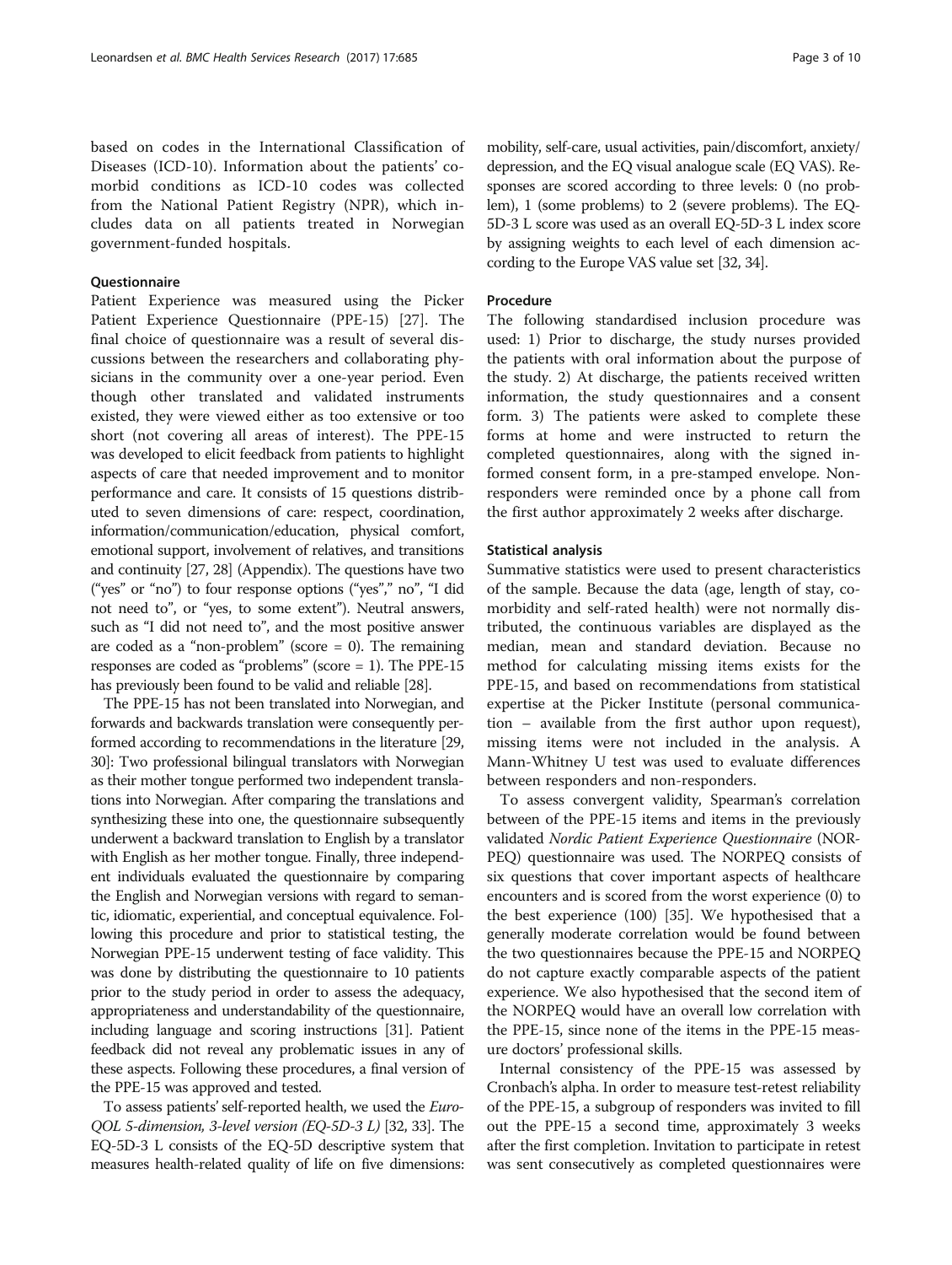based on codes in the International Classification of Diseases (ICD-10). Information about the patients' comorbid conditions as ICD-10 codes was collected from the National Patient Registry (NPR), which includes data on all patients treated in Norwegian government-funded hospitals.

### Questionnaire

Patient Experience was measured using the Picker Patient Experience Questionnaire (PPE-15) [27]. The final choice of questionnaire was a result of several discussions between the researchers and collaborating physicians in the community over a one-year period. Even though other translated and validated instruments existed, they were viewed either as too extensive or too short (not covering all areas of interest). The PPE-15 was developed to elicit feedback from patients to highlight aspects of care that needed improvement and to monitor performance and care. It consists of 15 questions distributed to seven dimensions of care: respect, coordination, information/communication/education, physical comfort, emotional support, involvement of relatives, and transitions and continuity [27, 28] (Appendix). The questions have two ("yes" or "no") to four response options ("yes"," no", "I did not need to", or "yes, to some extent"). Neutral answers, such as "I did not need to", and the most positive answer are coded as a "non-problem" (score = 0). The remaining responses are coded as "problems" (score = 1). The PPE-15 has previously been found to be valid and reliable [28].

The PPE-15 has not been translated into Norwegian, and forwards and backwards translation were consequently performed according to recommendations in the literature [29, 30]: Two professional bilingual translators with Norwegian as their mother tongue performed two independent translations into Norwegian. After comparing the translations and synthesizing these into one, the questionnaire subsequently underwent a backward translation to English by a translator with English as her mother tongue. Finally, three independent individuals evaluated the questionnaire by comparing the English and Norwegian versions with regard to semantic, idiomatic, experiential, and conceptual equivalence. Following this procedure and prior to statistical testing, the Norwegian PPE-15 underwent testing of face validity. This was done by distributing the questionnaire to 10 patients prior to the study period in order to assess the adequacy, appropriateness and understandability of the questionnaire, including language and scoring instructions [31]. Patient feedback did not reveal any problematic issues in any of these aspects. Following these procedures, a final version of the PPE-15 was approved and tested.

To assess patients' self-reported health, we used the *Euro-QOL 5-dimension, 3-level version (EQ-5D-3 L)* [32, 33]. The EQ-5D-3 L consists of the EQ-5D descriptive system that measures health-related quality of life on five dimensions: mobility, self-care, usual activities, pain/discomfort, anxiety/depression, and the EQ visual analogue scale (EQ VAS). Responses are scored according to three levels: 0 (no problem), 1 (some problems) to 2 (severe problems). The EQ-5D-3 L score was used as an overall EQ-5D-3 L index score by assigning weights to each level of each dimension according to the Europe VAS value set [32, 34].

### Procedure

The following standardised inclusion procedure was used: 1) Prior to discharge, the study nurses provided the patients with oral information about the purpose of the study. 2) At discharge, the patients received written information, the study questionnaires and a consent form. 3) The patients were asked to complete these forms at home and were instructed to return the completed questionnaires, along with the signed informed consent form, in a pre-stamped envelope. Non-responders were reminded once by a phone call from the first author approximately 2 weeks after discharge.

### Statistical analysis

Summative statistics were used to present characteristics of the sample. Because the data (age, length of stay, comorbidity and self-rated health) were not normally distributed, the continuous variables are displayed as the median, mean and standard deviation. Because no method for calculating missing items exists for the PPE-15, and based on recommendations from statistical expertise at the Picker Institute (personal communication – available from the first author upon request), missing items were not included in the analysis. A Mann-Whitney U test was used to evaluate differences between responders and non-responders.

To assess convergent validity, Spearman's correlation between of the PPE-15 items and items in the previously validated *Nordic Patient Experience Questionnaire* (NORPEQ) questionnaire was used. The NORPEQ consists of six questions that cover important aspects of healthcare encounters and is scored from the worst experience (0) to the best experience (100) [35]. We hypothesised that a generally moderate correlation would be found between the two questionnaires because the PPE-15 and NORPEQ do not capture exactly comparable aspects of the patient experience. We also hypothesised that the second item of the NORPEQ would have an overall low correlation with the PPE-15, since none of the items in the PPE-15 measure doctors' professional skills.

Internal consistency of the PPE-15 was assessed by Cronbach's alpha. In order to measure test-retest reliability of the PPE-15, a subgroup of responders was invited to fill out the PPE-15 a second time, approximately 3 weeks after the first completion. Invitation to participate in retest was sent consecutively as completed questionnaires were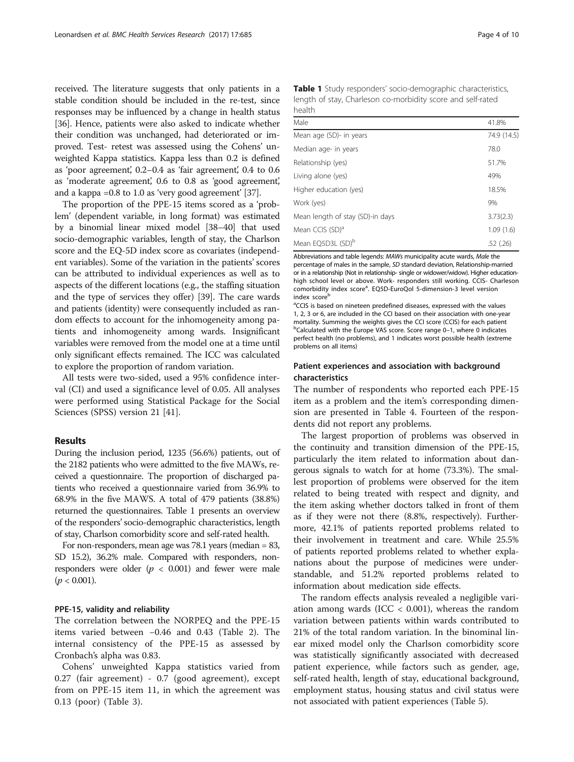received. The literature suggests that only patients in a stable condition should be included in the re-test, since responses may be influenced by a change in health status [36]. Hence, patients were also asked to indicate whether their condition was unchanged, had deteriorated or improved. Test- retest was assessed using the Cohens' unweighted Kappa statistics. Kappa less than 0.2 is defined as 'poor agreement', 0.2–0.4 as 'fair agreement', 0.4 to 0.6 as 'moderate agreement', 0.6 to 0.8 as 'good agreement', and a kappa =0.8 to 1.0 as 'very good agreement' [37].

The proportion of the PPE-15 items scored as a 'problem' (dependent variable, in long format) was estimated by a binomial linear mixed model [38–40] that used socio-demographic variables, length of stay, the Charlson score and the EQ-5D index score as covariates (independent variables). Some of the variation in the patients' scores can be attributed to individual experiences as well as to aspects of the different locations (e.g., the staffing situation and the type of services they offer) [39]. The care wards and patients (identity) were consequently included as random effects to account for the inhomogeneity among patients and inhomogeneity among wards. Insignificant variables were removed from the model one at a time until only significant effects remained. The ICC was calculated to explore the proportion of random variation.

All tests were two-sided, used a 95% confidence interval (CI) and used a significance level of 0.05. All analyses were performed using Statistical Package for the Social Sciences (SPSS) version 21 [41].

## Results

During the inclusion period, 1235 (56.6%) patients, out of the 2182 patients who were admitted to the five MAWs, received a questionnaire. The proportion of discharged patients who received a questionnaire varied from 36.9% to 68.9% in the five MAWS. A total of 479 patients (38.8%) returned the questionnaires. Table 1 presents an overview of the responders' socio-demographic characteristics, length of stay, Charlson comorbidity score and self-rated health.

For non-responders, mean age was 78.1 years (median = 83, SD 15.2), 36.2% male. Compared with responders, non-responders were older ($p < 0.001$) and fewer were male ($p < 0.001$).

### PPE-15, validity and reliability

The correlation between the NORPEQ and the PPE-15 items varied between −0.46 and 0.43 (Table 2). The internal consistency of the PPE-15 as assessed by Cronbach's alpha was 0.83.

Cohens' unweighted Kappa statistics varied from 0.27 (fair agreement) - 0.7 (good agreement), except from on PPE-15 item 11, in which the agreement was 0.13 (poor) (Table 3).

**Table 1** Study responders' socio-demographic characteristics, length of stay, Charleson co-morbidity score and self-rated health

| | |
|---|---|
| Male | 41.8% |
| Mean age (SD)- in years | 74.9 (14.5) |
| Median age- in years | 78.0 |
| Relationship (yes) | 51.7% |
| Living alone (yes) | 49% |
| Higher education (yes) | 18.5% |
| Work (yes) | 9% |
| Mean length of stay (SD)-in days | 3.73(2.3) |
| Mean CCIS (SD)[a] | 1.09 (1.6) |
| Mean EQ5D3L (SD)[b] | .52 (.26) |

Abbreviations and table legends: *MAWs* municipality acute wards, *Male* the percentage of males in the sample, *SD* standard deviation, Relationship-married or in a relationship (Not in relationship- single or widower/widow). Higher education-high school level or above. Work- responders still working. CCIS- Charleson comorbidity index score[a]. EQ5D-EuroQol 5-dimension-3 level version index score[b]

[a]CCIS is based on nineteen predefined diseases, expressed with the values 1, 2, 3 or 6, are included in the CCI based on their association with one-year mortality. Summing the weights gives the CCI score (CCIS) for each patient
[b]Calculated with the Europe VAS score. Score range 0–1, where 0 indicates perfect health (no problems), and 1 indicates worst possible health (extreme problems on all items)

### Patient experiences and association with background characteristics

The number of respondents who reported each PPE-15 item as a problem and the item's corresponding dimension are presented in Table 4. Fourteen of the respondents did not report any problems.

The largest proportion of problems was observed in the continuity and transition dimension of the PPE-15, particularly the item related to information about dangerous signals to watch for at home (73.3%). The smallest proportion of problems were observed for the item related to being treated with respect and dignity, and the item asking whether doctors talked in front of them as if they were not there (8.8%, respectively). Furthermore, 42.1% of patients reported problems related to their involvement in treatment and care. While 25.5% of patients reported problems related to whether explanations about the purpose of medicines were understandable, and 51.2% reported problems related to information about medication side effects.

The random effects analysis revealed a negligible variation among wards (ICC < 0.001), whereas the random variation between patients within wards contributed to 21% of the total random variation. In the binominal linear mixed model only the Charlson comorbidity score was statistically significantly associated with decreased patient experience, while factors such as gender, age, self-rated health, length of stay, educational background, employment status, housing status and civil status were not associated with patient experiences (Table 5).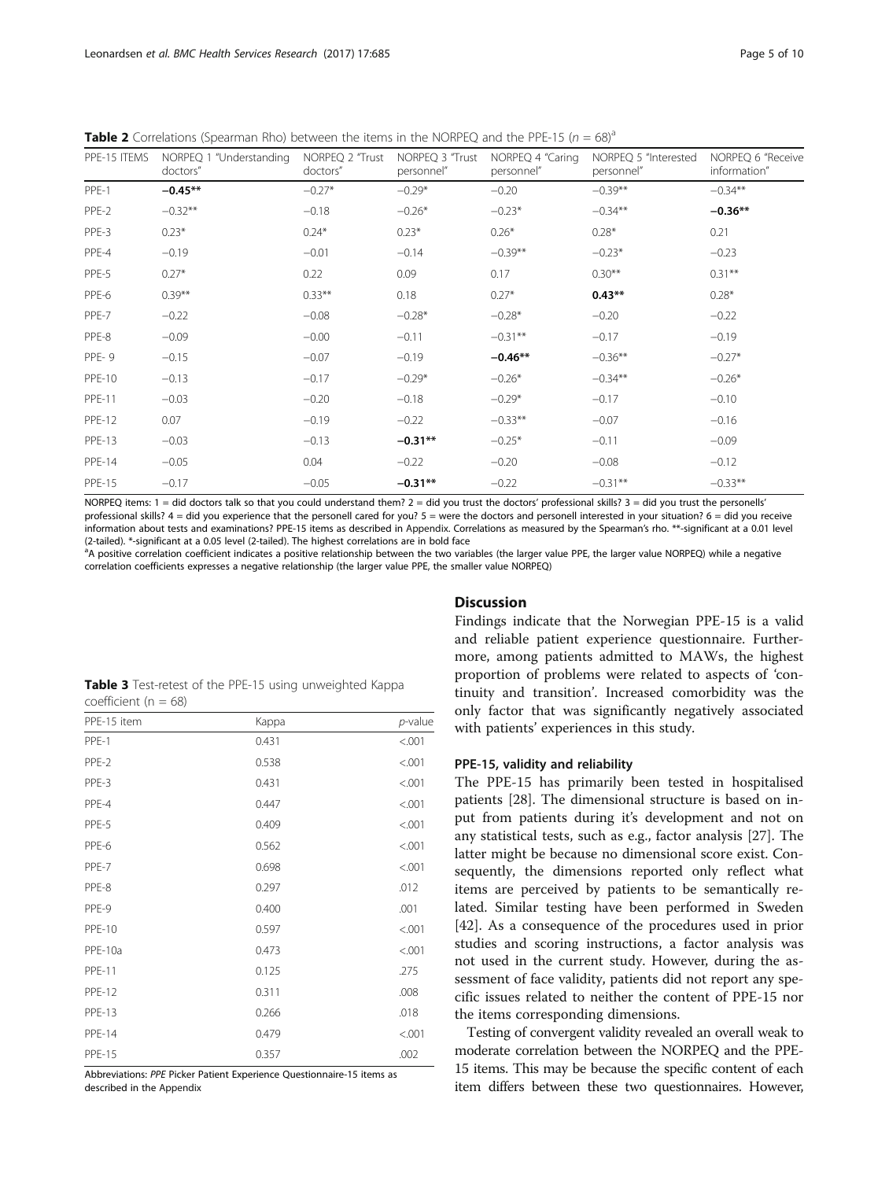**Table 2** Correlations (Spearman Rho) between the items in the NORPEQ and the PPE-15 ($n = 68$)[a]

| PPE-15 ITEMS | NORPEQ 1 "Understanding doctors" | NORPEQ 2 "Trust doctors" | NORPEQ 3 "Trust personnel" | NORPEQ 4 "Caring personnel" | NORPEQ 5 "Interested personnel" | NORPEQ 6 "Receive information" |
|---|---|---|---|---|---|---|
| PPE-1 | **−0.45\*\*** | −0.27\* | −0.29\* | −0.20 | −0.39\*\* | −0.34\*\* |
| PPE-2 | −0.32\*\* | −0.18 | −0.26\* | −0.23\* | −0.34\*\* | **−0.36\*\*** |
| PPE-3 | 0.23\* | 0.24\* | 0.23\* | 0.26\* | 0.28\* | 0.21 |
| PPE-4 | −0.19 | −0.01 | −0.14 | −0.39\*\* | −0.23\* | −0.23 |
| PPE-5 | 0.27\* | 0.22 | 0.09 | 0.17 | 0.30\*\* | 0.31\*\* |
| PPE-6 | 0.39\*\* | 0.33\*\* | 0.18 | 0.27\* | **0.43\*\*** | 0.28\* |
| PPE-7 | −0.22 | −0.08 | −0.28\* | −0.28\* | −0.20 | −0.22 |
| PPE-8 | −0.09 | −0.00 | −0.11 | −0.31\*\* | −0.17 | −0.19 |
| PPE- 9 | −0.15 | −0.07 | −0.19 | **−0.46\*\*** | −0.36\*\* | −0.27\* |
| PPE-10 | −0.13 | −0.17 | −0.29\* | −0.26\* | −0.34\*\* | −0.26\* |
| PPE-11 | −0.03 | −0.20 | −0.18 | −0.29\* | −0.17 | −0.10 |
| PPE-12 | 0.07 | −0.19 | −0.22 | −0.33\*\* | −0.07 | −0.16 |
| PPE-13 | −0.03 | −0.13 | **−0.31\*\*** | −0.25\* | −0.11 | −0.09 |
| PPE-14 | −0.05 | 0.04 | −0.22 | −0.20 | −0.08 | −0.12 |
| PPE-15 | −0.17 | −0.05 | **−0.31\*\*** | −0.22 | −0.31\*\* | −0.33\*\* |

NORPEQ items: 1 = did doctors talk so that you could understand them? 2 = did you trust the doctors' professional skills? 3 = did you trust the personells' professional skills? 4 = did you experience that the personell cared for you? 5 = were the doctors and personell interested in your situation? 6 = did you receive information about tests and examinations? PPE-15 items as described in Appendix. Correlations as measured by the Spearman's rho. \*\*-significant at a 0.01 level (2-tailed). \*-significant at a 0.05 level (2-tailed). The highest correlations are in bold face

[a]A positive correlation coefficient indicates a positive relationship between the two variables (the larger value PPE, the larger value NORPEQ) while a negative correlation coefficients expresses a negative relationship (the larger value PPE, the smaller value NORPEQ)

**Table 3** Test-retest of the PPE-15 using unweighted Kappa coefficient ($n = 68$)

| PPE-15 item | Kappa | *p*-value |
|---|---|---|
| PPE-1 | 0.431 | <.001 |
| PPE-2 | 0.538 | <.001 |
| PPE-3 | 0.431 | <.001 |
| PPE-4 | 0.447 | <.001 |
| PPE-5 | 0.409 | <.001 |
| PPE-6 | 0.562 | <.001 |
| PPE-7 | 0.698 | <.001 |
| PPE-8 | 0.297 | .012 |
| PPE-9 | 0.400 | .001 |
| PPE-10 | 0.597 | <.001 |
| PPE-10a | 0.473 | <.001 |
| PPE-11 | 0.125 | .275 |
| PPE-12 | 0.311 | .008 |
| PPE-13 | 0.266 | .018 |
| PPE-14 | 0.479 | <.001 |
| PPE-15 | 0.357 | .002 |

Abbreviations: *PPE* Picker Patient Experience Questionnaire-15 items as described in the Appendix

## Discussion

Findings indicate that the Norwegian PPE-15 is a valid and reliable patient experience questionnaire. Furthermore, among patients admitted to MAWs, the highest proportion of problems were related to aspects of 'continuity and transition'. Increased comorbidity was the only factor that was significantly negatively associated with patients' experiences in this study.

### PPE-15, validity and reliability

The PPE-15 has primarily been tested in hospitalised patients [28]. The dimensional structure is based on input from patients during it's development and not on any statistical tests, such as e.g., factor analysis [27]. The latter might be because no dimensional score exist. Consequently, the dimensions reported only reflect what items are perceived by patients to be semantically related. Similar testing have been performed in Sweden [42]. As a consequence of the procedures used in prior studies and scoring instructions, a factor analysis was not used in the current study. However, during the assessment of face validity, patients did not report any specific issues related to neither the content of PPE-15 nor the items corresponding dimensions.

Testing of convergent validity revealed an overall weak to moderate correlation between the NORPEQ and the PPE-15 items. This may be because the specific content of each item differs between these two questionnaires. However,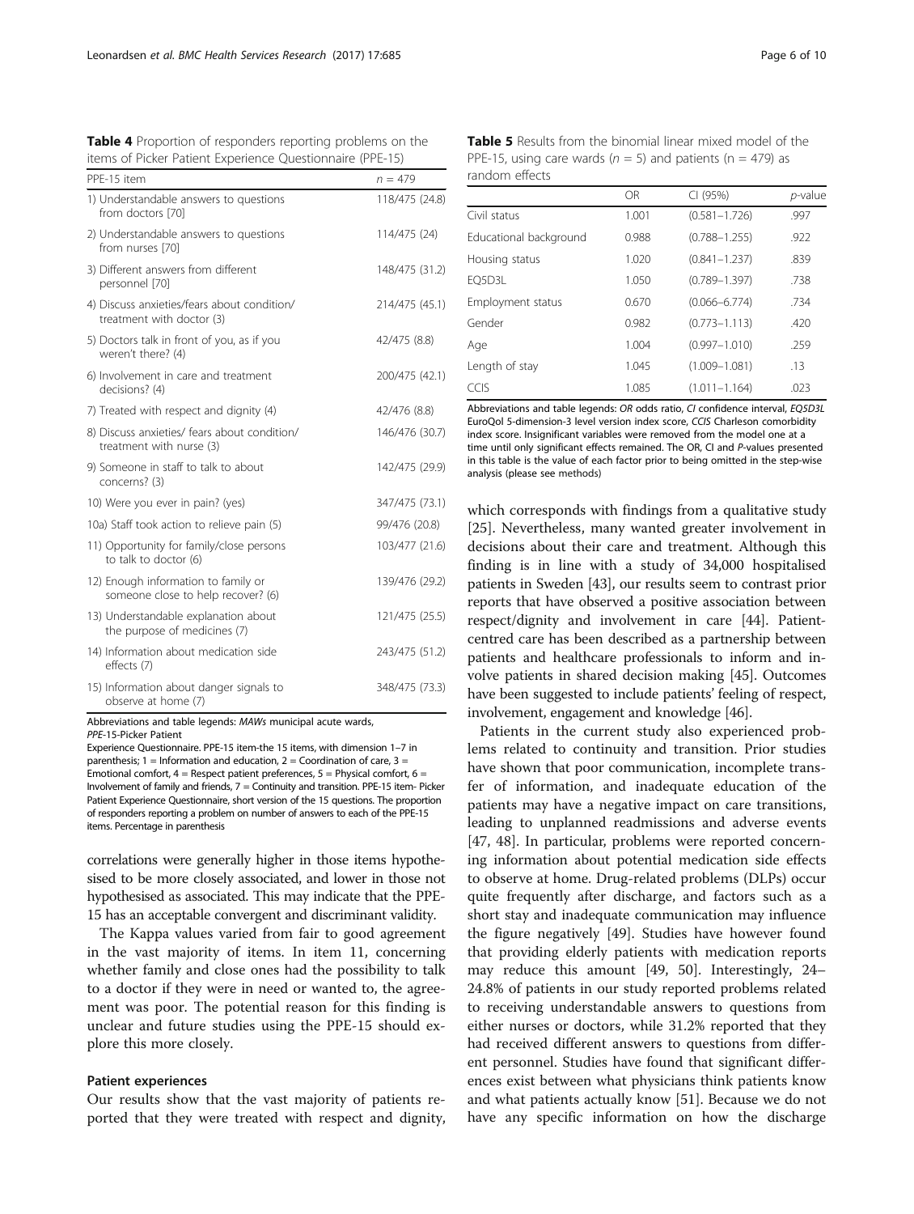**Table 4** Proportion of responders reporting problems on the items of Picker Patient Experience Questionnaire (PPE-15)

| PPE-15 item | n = 479 |
|---|---|
| 1) Understandable answers to questions from doctors [70] | 118/475 (24.8) |
| 2) Understandable answers to questions from nurses [70] | 114/475 (24) |
| 3) Different answers from different personnel [70] | 148/475 (31.2) |
| 4) Discuss anxieties/fears about condition/ treatment with doctor (3) | 214/475 (45.1) |
| 5) Doctors talk in front of you, as if you weren't there? (4) | 42/475 (8.8) |
| 6) Involvement in care and treatment decisions? (4) | 200/475 (42.1) |
| 7) Treated with respect and dignity (4) | 42/476 (8.8) |
| 8) Discuss anxieties/ fears about condition/ treatment with nurse (3) | 146/476 (30.7) |
| 9) Someone in staff to talk to about concerns? (3) | 142/475 (29.9) |
| 10) Were you ever in pain? (yes) | 347/475 (73.1) |
| 10a) Staff took action to relieve pain (5) | 99/476 (20.8) |
| 11) Opportunity for family/close persons to talk to doctor (6) | 103/477 (21.6) |
| 12) Enough information to family or someone close to help recover? (6) | 139/476 (29.2) |
| 13) Understandable explanation about the purpose of medicines (7) | 121/475 (25.5) |
| 14) Information about medication side effects (7) | 243/475 (51.2) |
| 15) Information about danger signals to observe at home (7) | 348/475 (73.3) |

Abbreviations and table legends: *MAWs* municipal acute wards, *PPE*-15-Picker Patient Experience Questionnaire. PPE-15 item-the 15 items, with dimension 1–7 in parenthesis; 1 = Information and education, 2 = Coordination of care, 3 = Emotional comfort, 4 = Respect patient preferences, 5 = Physical comfort, 6 = Involvement of family and friends, 7 = Continuity and transition. PPE-15 item- Picker Patient Experience Questionnaire, short version of the 15 questions. The proportion of responders reporting a problem on number of answers to each of the PPE-15 items. Percentage in parenthesis

correlations were generally higher in those items hypothesised to be more closely associated, and lower in those not hypothesised as associated. This may indicate that the PPE-15 has an acceptable convergent and discriminant validity.

The Kappa values varied from fair to good agreement in the vast majority of items. In item 11, concerning whether family and close ones had the possibility to talk to a doctor if they were in need or wanted to, the agreement was poor. The potential reason for this finding is unclear and future studies using the PPE-15 should explore this more closely.

### Patient experiences

Our results show that the vast majority of patients reported that they were treated with respect and dignity, which corresponds with findings from a qualitative study [25]. Nevertheless, many wanted greater involvement in decisions about their care and treatment. Although this finding is in line with a study of 34,000 hospitalised patients in Sweden [43], our results seem to contrast prior reports that have observed a positive association between respect/dignity and involvement in care [44]. Patient-centred care has been described as a partnership between patients and healthcare professionals to inform and involve patients in shared decision making [45]. Outcomes have been suggested to include patients' feeling of respect, involvement, engagement and knowledge [46].

**Table 5** Results from the binomial linear mixed model of the PPE-15, using care wards (n = 5) and patients (n = 479) as random effects

| | OR | CI (95%) | p-value |
|---|---|---|---|
| Civil status | 1.001 | (0.581–1.726) | .997 |
| Educational background | 0.988 | (0.788–1.255) | .922 |
| Housing status | 1.020 | (0.841–1.237) | .839 |
| EQ5D3L | 1.050 | (0.789–1.397) | .738 |
| Employment status | 0.670 | (0.066–6.774) | .734 |
| Gender | 0.982 | (0.773–1.113) | .420 |
| Age | 1.004 | (0.997–1.010) | .259 |
| Length of stay | 1.045 | (1.009–1.081) | .13 |
| CCIS | 1.085 | (1.011–1.164) | .023 |

Abbreviations and table legends: *OR* odds ratio, *CI* confidence interval, *EQ5D3L* EuroQol 5-dimension-3 level version index score, *CCIS* Charleson comorbidity index score. Insignificant variables were removed from the model one at a time until only significant effects remained. The OR, CI and P-values presented in this table is the value of each factor prior to being omitted in the step-wise analysis (please see methods)

Patients in the current study also experienced problems related to continuity and transition. Prior studies have shown that poor communication, incomplete transfer of information, and inadequate education of the patients may have a negative impact on care transitions, leading to unplanned readmissions and adverse events [47, 48]. In particular, problems were reported concerning information about potential medication side effects to observe at home. Drug-related problems (DLPs) occur quite frequently after discharge, and factors such as a short stay and inadequate communication may influence the figure negatively [49]. Studies have however found that providing elderly patients with medication reports may reduce this amount [49, 50]. Interestingly, 24–24.8% of patients in our study reported problems related to receiving understandable answers to questions from either nurses or doctors, while 31.2% reported that they had received different answers to questions from different personnel. Studies have found that significant differences exist between what physicians think patients know and what patients actually know [51]. Because we do not have any specific information on how the discharge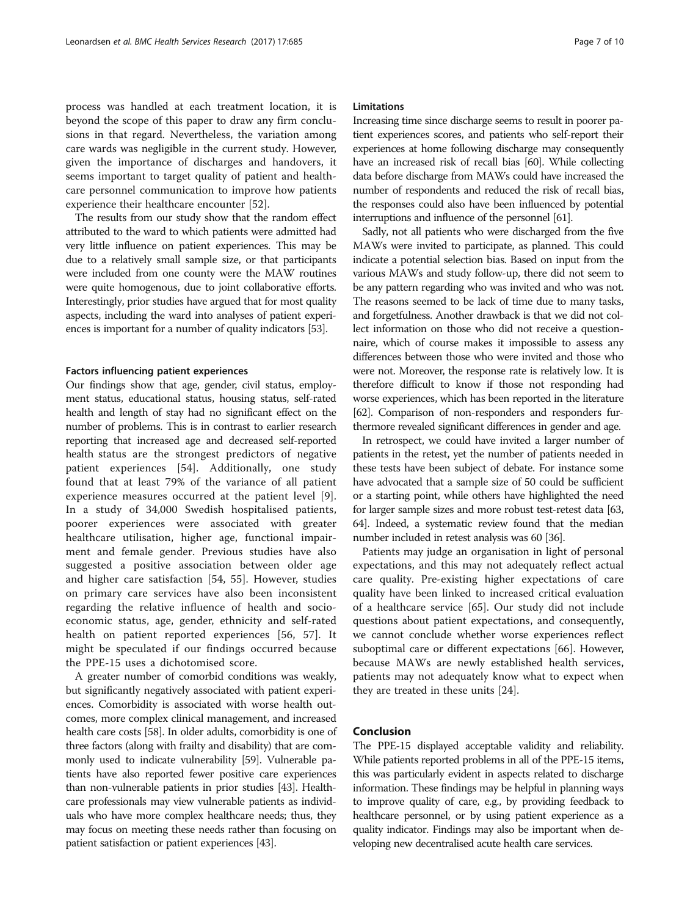process was handled at each treatment location, it is beyond the scope of this paper to draw any firm conclusions in that regard. Nevertheless, the variation among care wards was negligible in the current study. However, given the importance of discharges and handovers, it seems important to target quality of patient and healthcare personnel communication to improve how patients experience their healthcare encounter [52].

The results from our study show that the random effect attributed to the ward to which patients were admitted had very little influence on patient experiences. This may be due to a relatively small sample size, or that participants were included from one county were the MAW routines were quite homogenous, due to joint collaborative efforts. Interestingly, prior studies have argued that for most quality aspects, including the ward into analyses of patient experiences is important for a number of quality indicators [53].

#### Factors influencing patient experiences

Our findings show that age, gender, civil status, employment status, educational status, housing status, self-rated health and length of stay had no significant effect on the number of problems. This is in contrast to earlier research reporting that increased age and decreased self-reported health status are the strongest predictors of negative patient experiences [54]. Additionally, one study found that at least 79% of the variance of all patient experience measures occurred at the patient level [9]. In a study of 34,000 Swedish hospitalised patients, poorer experiences were associated with greater healthcare utilisation, higher age, functional impairment and female gender. Previous studies have also suggested a positive association between older age and higher care satisfaction [54, 55]. However, studies on primary care services have also been inconsistent regarding the relative influence of health and socioeconomic status, age, gender, ethnicity and self-rated health on patient reported experiences [56, 57]. It might be speculated if our findings occurred because the PPE-15 uses a dichotomised score.

A greater number of comorbid conditions was weakly, but significantly negatively associated with patient experiences. Comorbidity is associated with worse health outcomes, more complex clinical management, and increased health care costs [58]. In older adults, comorbidity is one of three factors (along with frailty and disability) that are commonly used to indicate vulnerability [59]. Vulnerable patients have also reported fewer positive care experiences than non-vulnerable patients in prior studies [43]. Healthcare professionals may view vulnerable patients as individuals who have more complex healthcare needs; thus, they may focus on meeting these needs rather than focusing on patient satisfaction or patient experiences [43].

#### Limitations

Increasing time since discharge seems to result in poorer patient experiences scores, and patients who self-report their experiences at home following discharge may consequently have an increased risk of recall bias [60]. While collecting data before discharge from MAWs could have increased the number of respondents and reduced the risk of recall bias, the responses could also have been influenced by potential interruptions and influence of the personnel [61].

Sadly, not all patients who were discharged from the five MAWs were invited to participate, as planned. This could indicate a potential selection bias. Based on input from the various MAWs and study follow-up, there did not seem to be any pattern regarding who was invited and who was not. The reasons seemed to be lack of time due to many tasks, and forgetfulness. Another drawback is that we did not collect information on those who did not receive a questionnaire, which of course makes it impossible to assess any differences between those who were invited and those who were not. Moreover, the response rate is relatively low. It is therefore difficult to know if those not responding had worse experiences, which has been reported in the literature [62]. Comparison of non-responders and responders furthermore revealed significant differences in gender and age.

In retrospect, we could have invited a larger number of patients in the retest, yet the number of patients needed in these tests have been subject of debate. For instance some have advocated that a sample size of 50 could be sufficient or a starting point, while others have highlighted the need for larger sample sizes and more robust test-retest data [63, 64]. Indeed, a systematic review found that the median number included in retest analysis was 60 [36].

Patients may judge an organisation in light of personal expectations, and this may not adequately reflect actual care quality. Pre-existing higher expectations of care quality have been linked to increased critical evaluation of a healthcare service [65]. Our study did not include questions about patient expectations, and consequently, we cannot conclude whether worse experiences reflect suboptimal care or different expectations [66]. However, because MAWs are newly established health services, patients may not adequately know what to expect when they are treated in these units [24].

## Conclusion

The PPE-15 displayed acceptable validity and reliability. While patients reported problems in all of the PPE-15 items, this was particularly evident in aspects related to discharge information. These findings may be helpful in planning ways to improve quality of care, e.g., by providing feedback to healthcare personnel, or by using patient experience as a quality indicator. Findings may also be important when developing new decentralised acute health care services.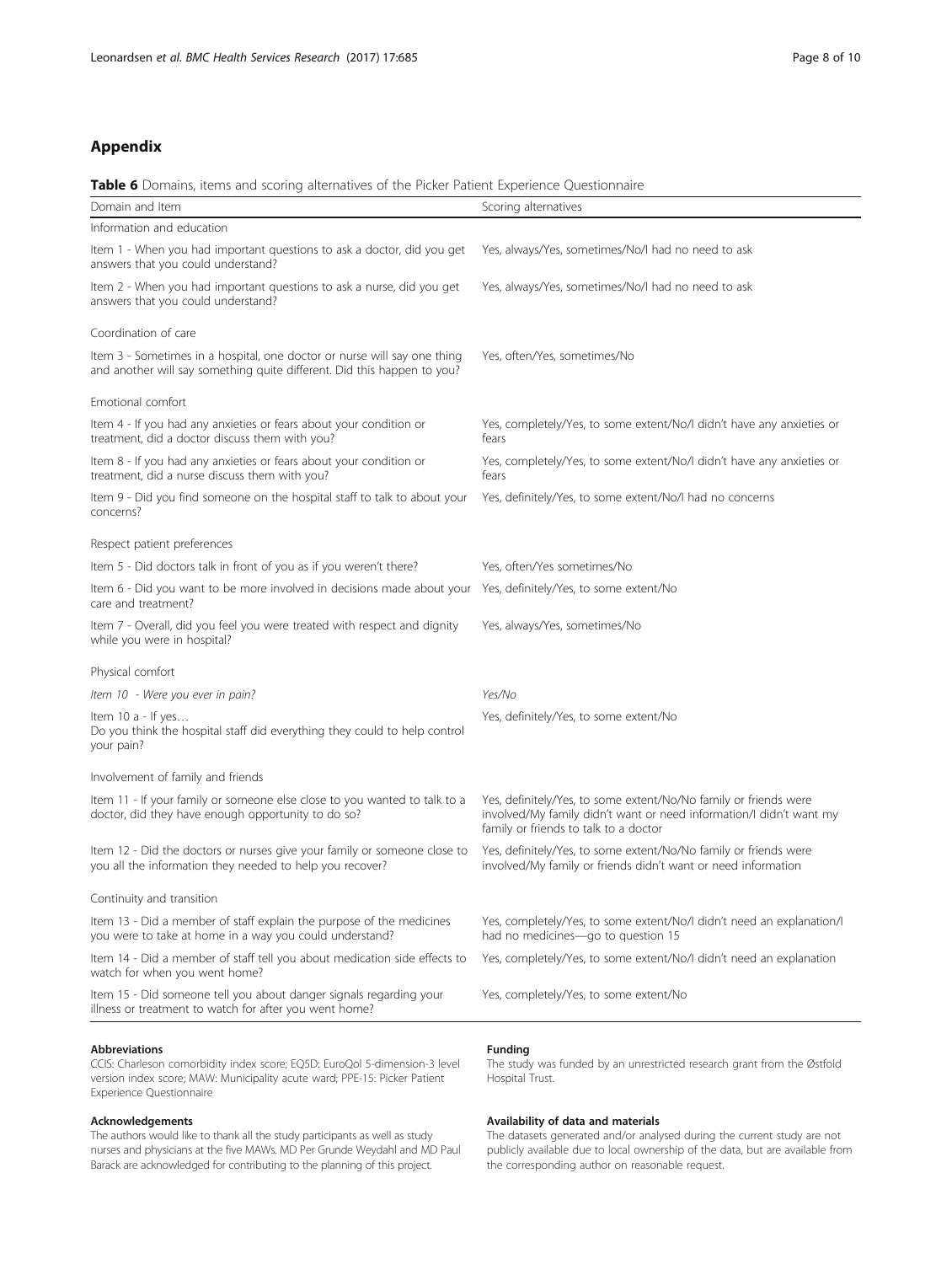## Appendix

**Table 6** Domains, items and scoring alternatives of the Picker Patient Experience Questionnaire

| Domain and Item | Scoring alternatives |
|---|---|
| Information and education | |
| Item 1 - When you had important questions to ask a doctor, did you get answers that you could understand? | Yes, always/Yes, sometimes/No/I had no need to ask |
| Item 2 - When you had important questions to ask a nurse, did you get answers that you could understand? | Yes, always/Yes, sometimes/No/I had no need to ask |
| Coordination of care | |
| Item 3 - Sometimes in a hospital, one doctor or nurse will say one thing and another will say something quite different. Did this happen to you? | Yes, often/Yes, sometimes/No |
| Emotional comfort | |
| Item 4 - If you had any anxieties or fears about your condition or treatment, did a doctor discuss them with you? | Yes, completely/Yes, to some extent/No/I didn't have any anxieties or fears |
| Item 8 - If you had any anxieties or fears about your condition or treatment, did a nurse discuss them with you? | Yes, completely/Yes, to some extent/No/I didn't have any anxieties or fears |
| Item 9 - Did you find someone on the hospital staff to talk to about your concerns? | Yes, definitely/Yes, to some extent/No/I had no concerns |
| Respect patient preferences | |
| Item 5 - Did doctors talk in front of you as if you weren't there? | Yes, often/Yes sometimes/No |
| Item 6 - Did you want to be more involved in decisions made about your care and treatment? | Yes, definitely/Yes, to some extent/No |
| Item 7 - Overall, did you feel you were treated with respect and dignity while you were in hospital? | Yes, always/Yes, sometimes/No |
| Physical comfort | |
| *Item 10 - Were you ever in pain?* | *Yes/No* |
| Item 10 a - If yes… Do you think the hospital staff did everything they could to help control your pain? | Yes, definitely/Yes, to some extent/No |
| Involvement of family and friends | |
| Item 11 - If your family or someone else close to you wanted to talk to a doctor, did they have enough opportunity to do so? | Yes, definitely/Yes, to some extent/No/No family or friends were involved/My family didn't want or need information/I didn't want my family or friends to talk to a doctor |
| Item 12 - Did the doctors or nurses give your family or someone close to you all the information they needed to help you recover? | Yes, definitely/Yes, to some extent/No/No family or friends were involved/My family or friends didn't want or need information |
| Continuity and transition | |
| Item 13 - Did a member of staff explain the purpose of the medicines you were to take at home in a way you could understand? | Yes, completely/Yes, to some extent/No/I didn't need an explanation/I had no medicines—go to question 15 |
| Item 14 - Did a member of staff tell you about medication side effects to watch for when you went home? | Yes, completely/Yes, to some extent/No/I didn't need an explanation |
| Item 15 - Did someone tell you about danger signals regarding your illness or treatment to watch for after you went home? | Yes, completely/Yes, to some extent/No |

#### Abbreviations
CCIS: Charleson comorbidity index score; EQ5D: EuroQol 5-dimension-3 level version index score; MAW: Municipality acute ward; PPE-15: Picker Patient Experience Questionnaire

#### Acknowledgements
The authors would like to thank all the study participants as well as study nurses and physicians at the five MAWs. MD Per Grunde Weydahl and MD Paul Barack are acknowledged for contributing to the planning of this project.

#### Funding
The study was funded by an unrestricted research grant from the Østfold Hospital Trust.

#### Availability of data and materials
The datasets generated and/or analysed during the current study are not publicly available due to local ownership of the data, but are available from the corresponding author on reasonable request.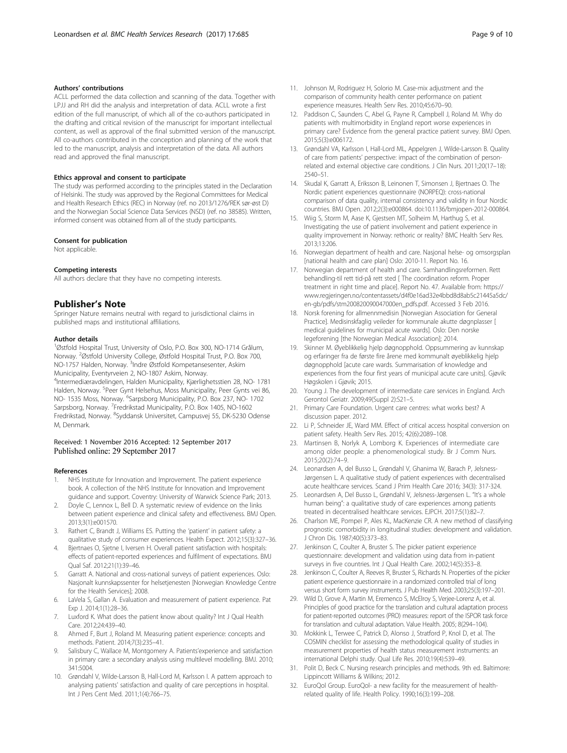#### Authors' contributions

ACLL performed the data collection and scanning of the data. Together with LPJJ and RH did the analysis and interpretation of data. ACLL wrote a first edition of the full manuscript, of which all of the co-authors participated in the drafting and critical revision of the manuscript for important intellectual content, as well as approval of the final submitted version of the manuscript. All co-authors contributed in the conception and planning of the work that led to the manuscript, analysis and interpretation of the data. All authors read and approved the final manuscript.

#### Ethics approval and consent to participate

The study was performed according to the principles stated in the Declaration of Helsinki. The study was approved by the Regional Committees for Medical and Health Research Ethics (REC) in Norway (ref. no 2013/1276/REK sør-øst D) and the Norwegian Social Science Data Services (NSD) (ref. no 38585). Written, informed consent was obtained from all of the study participants.

#### Consent for publication

Not applicable.

#### Competing interests

All authors declare that they have no competing interests.

## Publisher's Note

Springer Nature remains neutral with regard to jurisdictional claims in published maps and institutional affiliations.

#### Author details

[1]Østfold Hospital Trust, University of Oslo, P.O. Box 300, NO-1714 Grålum, Norway. [2]Østfold University College, Østfold Hospital Trust, P.O. Box 700, NO-1757 Halden, Norway. [3]Indre Østfold Kompetansesenter, Askim Municipality, Eventyrveien 2, NO-1807 Askim, Norway. [4]Intermediæravdelingen, Halden Municipality, Kjærlighetsstien 28, NO- 1781 Halden, Norway. [5]Peer Gynt Helsehus, Moss Municipality, Peer Gynts vei 86, NO- 1535 Moss, Norway. [6]Sarpsborg Municipality, P.O. Box 237, NO- 1702 Sarpsborg, Norway. [7]Fredrikstad Municipality, P.O. Box 1405, NO-1602 Fredrikstad, Norway. [8]Syddansk Universitet, Campusvej 55, DK-5230 Odense M, Denmark.

Received: 1 November 2016 Accepted: 12 September 2017
Published online: 29 September 2017

#### References

1. NHS Institute for Innovation and Improvement. The patient experience book. A collection of the NHS Institute for Innovation and Improvement guidance and support. Coventry: University of Warwick Science Park; 2013.
2. Doyle C, Lennox L, Bell D. A systematic review of evidence on the links between patient experience and clinical safety and effectiveness. BMJ Open. 2013;3(1):e001570.
3. Rathert C, Brandt J, Williams ES. Putting the 'patient' in patient safety: a qualitative study of consumer experiences. Health Expect. 2012;15(3):327–36.
4. Bjertnaes O, Sjetne I, Iversen H. Overall patient satisfaction with hospitals: effects of patient-reported experiences and fulfilment of expectations. BMJ Qual Saf. 2012;21(1):39–46.
5. Garratt A. National and cross-national surveys of patient experiences. Oslo: Nasjonalt kunnskapssenter for helsetjenesten [Norwegian Knowledge Centre for the Health Services]; 2008.
6. LaVela S, Gallan A. Evaluation and measurement of patient experience. Pat Exp J. 2014;1(1):28–36.
7. Luxford K. What does the patient know about quality? Int J Qual Health Care. 2012;24:439–40.
8. Ahmed F, Burt J, Roland M. Measuring patient experience: concepts and methods. Patient. 2014;7(3):235–41.
9. Salisbury C, Wallace M, Montgomery A. Patients'experience and satisfaction in primary care: a secondary analysis using multilevel modelling. BMJ. 2010; 341:5004.
10. Grøndahl V, Wilde-Larsson B, Hall-Lord M, Karlsson I. A pattern approach to analysing patients' satisfaction and quality of care perceptions in hospital. Int J Pers Cent Med. 2011;1(4):766–75.
11. Johnson M, Rodriguez H, Solorio M. Case-mix adjustment and the comparison of community health center performance on patient experience measures. Health Serv Res. 2010;45:670–90.
12. Paddison C, Saunders C, Abel G, Payne R, Campbell J, Roland M. Why do patients with multimorbidity in England report worse experiences in primary care? Evidence from the general practice patient survey. BMJ Open. 2015;5(3):e006172.
13. Grøndahl VA, Karlsson I, Hall-Lord ML, Appelgren J, Wilde-Larsson B. Quality of care from patients' perspective: impact of the combination of person-related and external objective care conditions. J Clin Nurs. 2011;20(17–18): 2540–51.
14. Skudal K, Garratt A, Eriksson B, Leinonen T, Simonsen J, Bjertnaes O. The Nordic patient experiences questionnaire (NORPEQ): cross-national comparison of data quality, internal consistency and validity in four Nordic countries. BMJ Open. 2012;2(3):e000864. doi:10.1136/bmjopen-2012-000864.
15. Wiig S, Storm M, Aase K, Gjestsen MT, Solheim M, Harthug S, et al. Investigating the use of patient involvement and patient experience in quality improvement in Norway: rethoric or reality? BMC Health Serv Res. 2013;13:206.
16. Norwegian department of health and care. Nasjonal helse- og omsorgsplan [national health and care plan] Oslo: 2010-11. Report No. 16.
17. Norwegian department of health and care. Samhandlingsreformen. Rett behandling-til rett tid-på rett sted [ The coordination reform. Proper treatment in right time and place]. Report No. 47. Available from: https://www.regjeringen.no/contentassets/d4f0e16ad32e4bbd8d8ab5c21445a5dc/en-gb/pdfs/stm200820090047000en_pdfs.pdf. Accessed 3 Feb 2016.
18. Norsk forening for allmennmedisin [Norwegian Association for General Practice]. Medisinskfaglig veileder for kommunale akutte døgnplasser [ medical guidelines for municipal acute wards]. Oslo: Den norske legeforening [the Norwegian Medical Association]; 2014.
19. Skinner M. Øyeblikkelig hjelp døgnopphold. Oppsummering av kunnskap og erfaringer fra de første fire årene med kommunalt øyeblikkelig hjelp døgnopphold [acute care wards. Summarisation of knowledge and experiences from the four first years of municipal acute care units]. Gjøvik: Høgskolen i Gjøvik; 2015.
20. Young J. The development of intermediate care services in England. Arch Gerontol Geriatr. 2009;49(Suppl 2):S21–5.
21. Primary Care Foundation. Urgent care centres: what works best? A discussion paper. 2012.
22. Li P, Schneider JE, Ward MM. Effect of critical access hospital conversion on patient safety. Health Serv Res. 2015; 42(6):2089–108.
23. Martinsen B, Norlyk A, Lomborg K. Experiences of intermediate care among older people: a phenomenological study. Br J Comm Nurs. 2015;20(2):74–9.
24. Leonardsen A, del Busso L, Grøndahl V, Ghanima W, Barach P, Jelsness-Jørgensen L. A qualitative study of patient experiences with decentralised acute healthcare services. Scand J Prim Health Care 2016; 34(3): 317-324.
25. Leonardsen A, Del Busso L, Grøndahl V, Jelsness-Jørgensen L. "It's a whole human being": a qualitative study of care experiences among patients treated in decentralised healthcare services. EJPCH. 2017;5(1):82–7.
26. Charlson ME, Pompei P, Ales KL, MacKenzie CR. A new method of classifying prognostic comorbidity in longitudinal studies: development and validation. J Chron Dis. 1987;40(5):373–83.
27. Jenkinson C, Coulter A, Bruster S. The picker patient experience questionnaire: development and validation using data from in-patient surveys in five countries. Int J Qual Health Care. 2002;14(5):353–8.
28. Jenkinson C, Coulter A, Reeves R, Bruster S, Richards N. Properties of the picker patient experience questionnaire in a randomized controlled trial of long versus short form survey instruments. J Pub Health Med. 2003;25(3):197–201.
29. Wild D, Grove A, Martin M, Eremenco S, McElroy S, Verjee-Lorenz A, et al. Principles of good practice for the translation and cultural adaptation process for patient-reported outcomes (PRO) measures: report of the ISPOR task force for translation and cultural adaptation. Value Health. 2005; 8(294–104).
30. Mokkink L, Terwee C, Patrick D, Alonso J, Stratford P, Knol D, et al. The COSMIN checklist for assessing the methodological quality of studies in measurement properties of health status measurement instruments: an international Delphi study. Qual Life Res. 2010;19(4):539–49.
31. Polit D, Beck C. Nursing research principles and methods. 9th ed. Baltimore: Lippincott Williams & Wilkins; 2012.
32. EuroQol Group. EuroQol- a new facility for the measurement of health-related quality of life. Health Policy. 1990;16(3):199–208.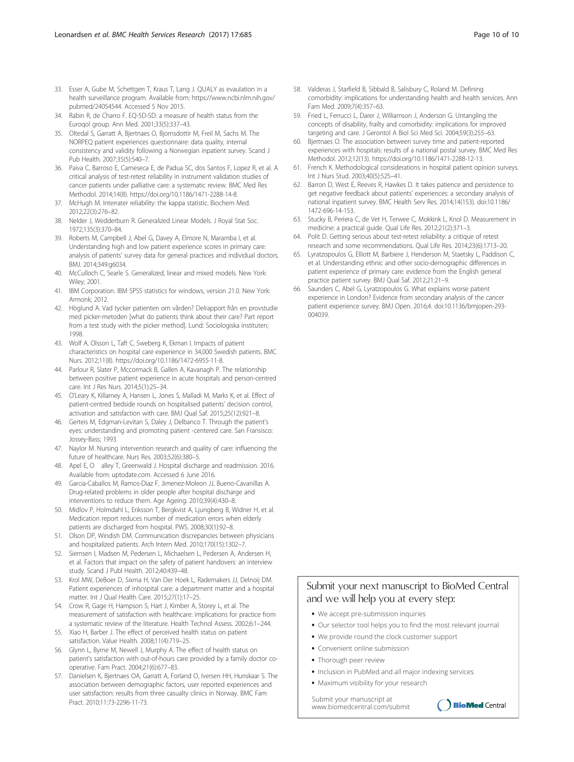33. Esser A, Gube M, Schettgen T, Kraus T, Lang J. QUALY as evaulation in a health surveillance program. Available from: https://www.ncbi.nlm.nih.gov/pubmed/24054544. Accessed 5 Nov 2015.
34. Rabin R, de Charro F. EQ-5D-SD: a measure of health status from the Euroqol group. Ann Med. 2001;33(5):337–43.
35. Oltedal S, Garratt A, Bjertnaes O, Bjornsdottir M, Freil M, Sachs M. The NORPEQ patient experiences questionnaire: data quality, internal consistency and validity following a Norwegian inpatient survey. Scand J Pub Health. 2007;35(5):540–7.
36. Paiva C, Barroso E, Carneseca E, de Padua SC, dos Santos F, Lopez R, et al. A critical analysis of test-retest reliability in instrument validation studies of cancer patients under palliative care: a systematic review. BMC Med Res Methodol. 2014;14(8). https://doi.org/10.1186/1471-2288-14-8.
37. McHugh M. Interrater reliability: the kappa statistic. Biochem Med. 2012;22(3):276–82.
38. Nelder J, Wedderburn R. Generalized Linear Models. J Royal Stat Soc. 1972;135(3):370–84.
39. Roberts M, Campbell J, Abel G, Davey A, Elmore N, Maramba I, et al. Understanding high and low patient experience scores in primary care: analysis of patients' survey data for general practices and individual doctors. BMJ. 2014;349:g6034.
40. McCulloch C, Searle S. Generalized, linear and mixed models. New York: Wiley; 2001.
41. IBM Corporation. IBM SPSS statistics for windows, version 21.0. New York: Armonk; 2012.
42. Höglund A. Vad tycker patienten om vården? Delrapport från en provstudie med picker-metoden [what do patients think about their care? Part report from a test study with the picker method]. Lund: Sociologiska instituten; 1998.
43. Wolf A, Olsson L, Taft C, Sweberg K, Ekman I. Impacts of patient characteristics on hospital care experience in 34,000 Swedish patients. BMC Nurs. 2012;11(8). https://doi.org/10.1186/1472-6955-11-8.
44. Parlour R, Slater P, Mccormack B, Gallen A, Kavanagh P. The relationship between positive patient experience in acute hospitals and person-centred care. Int J Res Nurs. 2014;5(1):25–34.
45. O'Leary K, Killarney A, Hansen L, Jones S, Malladi M, Marks K, et al. Effect of patient-centred bedside rounds on hospitalised patients' decision control, activation and satisfaction with care. BMJ Qual Saf. 2015;25(12):921–8.
46. Gerteis M, Edgman-Levitan S, Daley J, Delbanco T. Through the patient's eyes: understanding and promoting patient -centered care. San Fransisco: Jossey-Bass; 1993.
47. Naylor M. Nursing intervention research and quality of care: influencing the future of healthcare. Nurs Res. 2003;52(6):380–5.
48. Apel E, O alley T, Greenwald J. Hospital discharge and readmission. 2016. Available from: uptodate.com. Accessed 6 June 2016.
49. Garcia-Caballos M, Ramos-Diaz F, Jimenez-Moleon JJ, Bueno-Cavanillas A. Drug-related problems in older people after hospital discharge and interventions to reduce them. Age Ageing. 2010;39(4):430–8.
50. Midlov P, Holmdahl L, Eriksson T, Bergkvist A, Ljungberg B, Widner H, et al. Medication report reduces number of medication errors when elderly patients are discharged from hospital. PWS. 2008;30(1):92–8.
51. Olson DP, Windish DM. Communication discrepancies between physicians and hospitalized patients. Arch Intern Med. 2010;170(15):1302–7.
52. Siemsen I, Madsen M, Pedersen L, Michaelsen L, Pedersen A, Andersen H, et al. Factors that impact on the safety of patient handovers: an interview study. Scand J Publ Health. 2012;40:439–48.
53. Krol MW, DeBoer D, Sixma H, Van Der Hoek L, Rademakers JJ, Delnoij DM. Patient experiences of inhospital care: a department matter and a hospital matter. Int J Qual Health Care. 2015;27(1):17–25.
54. Crow R, Gage H, Hampson S, Hart J, Kimber A, Storey L, et al. The measurement of satisfaction with healthcare: implications for practice from a systematic review of the literature. Health Technol Assess. 2002;6:1–244.
55. Xiao H, Barber J. The effect of perceived health status on patient satisfaction. Value Health. 2008;11(4):719–25.
56. Glynn L, Byrne M, Newell J, Murphy A. The effect of health status on patient's satisfaction with out-of-hours care provided by a family doctor co-operative. Fam Pract. 2004;21(6):677–83.
57. Danielsen K, Bjertnaes OA, Garratt A, Forland O, Iversen HH, Hunskaar S. The association between demographic factors, user reported experiences and user satisfaction: results from three casualty clinics in Norway. BMC Fam Pract. 2010;11:73-2296-11-73.
58. Valderas J, Starfield B, Sibbald B, Salisbury C, Roland M. Defining comorbidity: implications for understanding health and health services. Ann Fam Med. 2009;7(4):357–63.
59. Fried L, Ferrucci L, Darer J, Williamson J, Anderson G. Untangling the concepts of disability, frailty and comorbidity: implications for improved targeting and care. J Gerontol A Biol Sci Med Sci. 2004;59(3):255–63.
60. Bjertnaes O. The association between survey time and patient-reported experiences with hospitals: results of a national postal survey. BMC Med Res Methodol. 2012;12(13). https://doi.org/10.1186/1471-2288-12-13.
61. French K. Methodological considerations in hospital patient opinion surveys. Int J Nurs Stud. 2003;40(5):525–41.
62. Barron D, West E, Reeves R, Hawkes D. It takes patience and persistence to get negative feedback about patients' experiences: a secondary analysis of national inpatient survey. BMC Health Serv Res. 2014;14(153). doi:10.1186/1472-696-14-153.
63. Stucky B, Periera C, de Vet H, Terwee C, Mokkink L, Knol D. Measurement in medicine: a practical guide. Qual Life Res. 2012;21(2):371–3.
64. Polit D. Getting serious about test-retest reliability: a critique of retest research and some recommendations. Qual Life Res. 2014;23(6):1713–20.
65. Lyratzopoulos G, Elliott M, Barbiere J, Henderson M, Staetsky L, Paddison C, et al. Understanding ethnic and other socio-demographic differences in patient experience of primary care: evidence from the English general practice patient survey. BMJ Qual Saf. 2012;21:21–9.
66. Saunders C, Abel G, Lyratzopoulos G. What explains worse patient experience in London? Evidence from secondary analysis of the cancer patient experience survey. BMJ Open. 2016;4. doi:10.1136/bmjopen-293-004039.

## Submit your next manuscript to BioMed Central and we will help you at every step:

- We accept pre-submission inquiries
- Our selector tool helps you to find the most relevant journal
- We provide round the clock customer support
- Convenient online submission
- Thorough peer review
- Inclusion in PubMed and all major indexing services
- Maximum visibility for your research

Submit your manuscript at www.biomedcentral.com/submit

BioMed Central